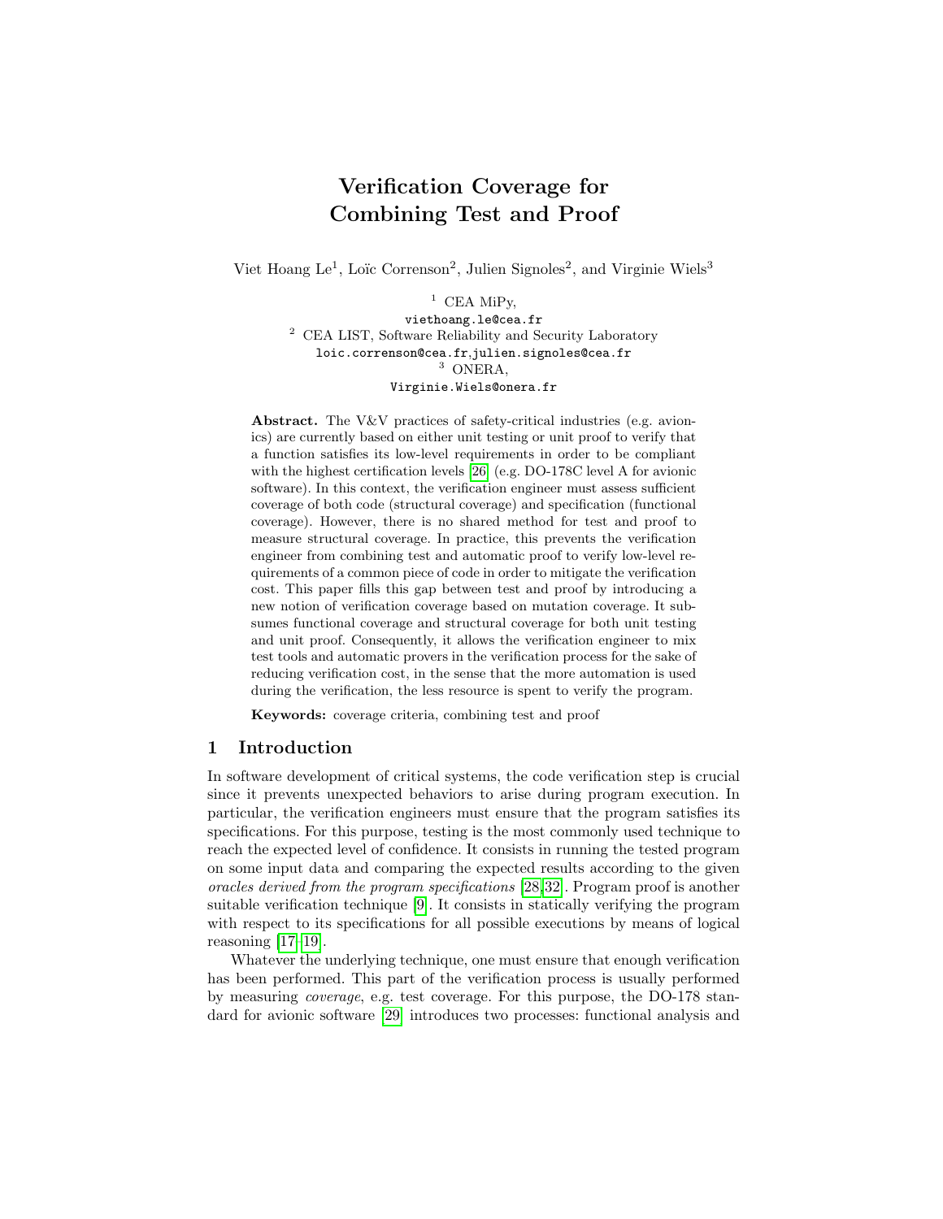# Verification Coverage for Combining Test and Proof

Viet Hoang Le[1], Loïc Correnson[2], Julien Signoles[2], and Virginie Wiels[3]

[1] CEA MiPy,
viethoang.le@cea.fr
[2] CEA LIST, Software Reliability and Security Laboratory
loic.correnson@cea.fr,julien.signoles@cea.fr
[3] ONERA,
Virginie.Wiels@onera.fr

**Abstract.** The V&V practices of safety-critical industries (e.g. avionics) are currently based on either unit testing or unit proof to verify that a function satisfies its low-level requirements in order to be compliant with the highest certification levels [26] (e.g. DO-178C level A for avionic software). In this context, the verification engineer must assess sufficient coverage of both code (structural coverage) and specification (functional coverage). However, there is no shared method for test and proof to measure structural coverage. In practice, this prevents the verification engineer from combining test and automatic proof to verify low-level requirements of a common piece of code in order to mitigate the verification cost. This paper fills this gap between test and proof by introducing a new notion of verification coverage based on mutation coverage. It subsumes functional coverage and structural coverage for both unit testing and unit proof. Consequently, it allows the verification engineer to mix test tools and automatic provers in the verification process for the sake of reducing verification cost, in the sense that the more automation is used during the verification, the less resource is spent to verify the program.

**Keywords:** coverage criteria, combining test and proof

## 1 Introduction

In software development of critical systems, the code verification step is crucial since it prevents unexpected behaviors to arise during program execution. In particular, the verification engineers must ensure that the program satisfies its specifications. For this purpose, testing is the most commonly used technique to reach the expected level of confidence. It consists in running the tested program on some input data and comparing the expected results according to the given *oracles derived from the program specifications* [28,32]. Program proof is another suitable verification technique [9]. It consists in statically verifying the program with respect to its specifications for all possible executions by means of logical reasoning [17–19].

Whatever the underlying technique, one must ensure that enough verification has been performed. This part of the verification process is usually performed by measuring *coverage*, e.g. test coverage. For this purpose, the DO-178 standard for avionic software [29] introduces two processes: functional analysis and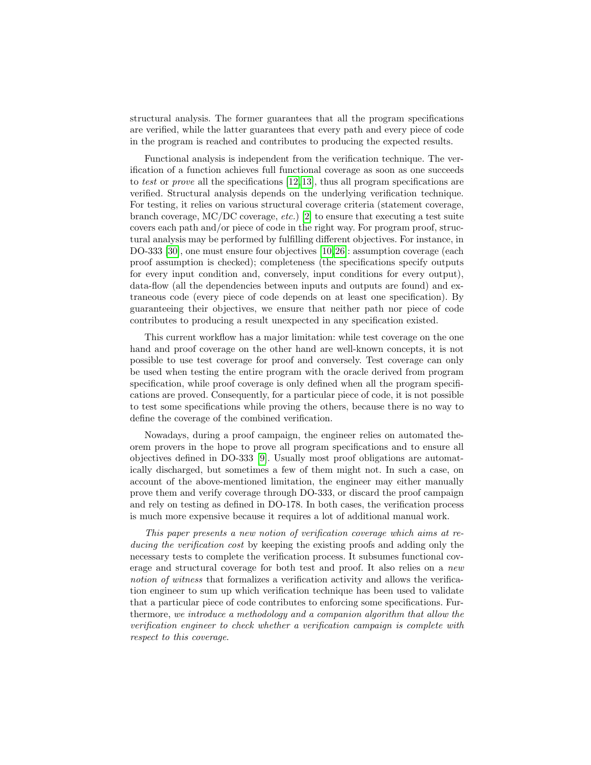structural analysis. The former guarantees that all the program specifications are verified, while the latter guarantees that every path and every piece of code in the program is reached and contributes to producing the expected results.

Functional analysis is independent from the verification technique. The verification of a function achieves full functional coverage as soon as one succeeds to *test* or *prove* all the specifications [12,13], thus all program specifications are verified. Structural analysis depends on the underlying verification technique. For testing, it relies on various structural coverage criteria (statement coverage, branch coverage, MC/DC coverage, *etc.*) [2] to ensure that executing a test suite covers each path and/or piece of code in the right way. For program proof, structural analysis may be performed by fulfilling different objectives. For instance, in DO-333 [30], one must ensure four objectives [10,26]: assumption coverage (each proof assumption is checked); completeness (the specifications specify outputs for every input condition and, conversely, input conditions for every output), data-flow (all the dependencies between inputs and outputs are found) and extraneous code (every piece of code depends on at least one specification). By guaranteeing their objectives, we ensure that neither path nor piece of code contributes to producing a result unexpected in any specification existed.

This current workflow has a major limitation: while test coverage on the one hand and proof coverage on the other hand are well-known concepts, it is not possible to use test coverage for proof and conversely. Test coverage can only be used when testing the entire program with the oracle derived from program specification, while proof coverage is only defined when all the program specifications are proved. Consequently, for a particular piece of code, it is not possible to test some specifications while proving the others, because there is no way to define the coverage of the combined verification.

Nowadays, during a proof campaign, the engineer relies on automated theorem provers in the hope to prove all program specifications and to ensure all objectives defined in DO-333 [9]. Usually most proof obligations are automatically discharged, but sometimes a few of them might not. In such a case, on account of the above-mentioned limitation, the engineer may either manually prove them and verify coverage through DO-333, or discard the proof campaign and rely on testing as defined in DO-178. In both cases, the verification process is much more expensive because it requires a lot of additional manual work.

*This paper presents a new notion of verification coverage which aims at reducing the verification cost* by keeping the existing proofs and adding only the necessary tests to complete the verification process. It subsumes functional coverage and structural coverage for both test and proof. It also relies on a *new notion of witness* that formalizes a verification activity and allows the verification engineer to sum up which verification technique has been used to validate that a particular piece of code contributes to enforcing some specifications. Furthermore, *we introduce a methodology and a companion algorithm that allow the verification engineer to check whether a verification campaign is complete with respect to this coverage.*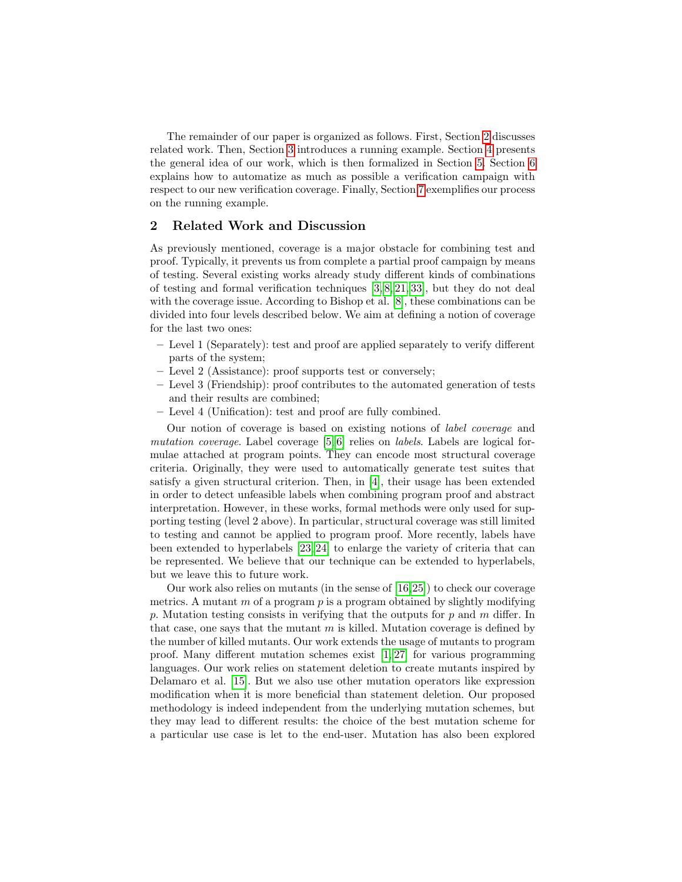The remainder of our paper is organized as follows. First, Section 2 discusses related work. Then, Section 3 introduces a running example. Section 4 presents the general idea of our work, which is then formalized in Section 5. Section 6 explains how to automatize as much as possible a verification campaign with respect to our new verification coverage. Finally, Section 7 exemplifies our process on the running example.

## 2 Related Work and Discussion

As previously mentioned, coverage is a major obstacle for combining test and proof. Typically, it prevents us from complete a partial proof campaign by means of testing. Several existing works already study different kinds of combinations of testing and formal verification techniques [3,8,21,33], but they do not deal with the coverage issue. According to Bishop et al. [8], these combinations can be divided into four levels described below. We aim at defining a notion of coverage for the last two ones:

- Level 1 (Separately): test and proof are applied separately to verify different parts of the system;
- Level 2 (Assistance): proof supports test or conversely;
- Level 3 (Friendship): proof contributes to the automated generation of tests and their results are combined;
- Level 4 (Unification): test and proof are fully combined.

Our notion of coverage is based on existing notions of *label coverage* and *mutation coverage*. Label coverage [5,6] relies on *labels*. Labels are logical formulae attached at program points. They can encode most structural coverage criteria. Originally, they were used to automatically generate test suites that satisfy a given structural criterion. Then, in [4], their usage has been extended in order to detect unfeasible labels when combining program proof and abstract interpretation. However, in these works, formal methods were only used for supporting testing (level 2 above). In particular, structural coverage was still limited to testing and cannot be applied to program proof. More recently, labels have been extended to hyperlabels [23,24] to enlarge the variety of criteria that can be represented. We believe that our technique can be extended to hyperlabels, but we leave this to future work.

Our work also relies on mutants (in the sense of [16,25]) to check our coverage metrics. A mutant $m$ of a program $p$ is a program obtained by slightly modifying $p$. Mutation testing consists in verifying that the outputs for $p$ and $m$ differ. In that case, one says that the mutant $m$ is killed. Mutation coverage is defined by the number of killed mutants. Our work extends the usage of mutants to program proof. Many different mutation schemes exist [1,27] for various programming languages. Our work relies on statement deletion to create mutants inspired by Delamaro et al. [15]. But we also use other mutation operators like expression modification when it is more beneficial than statement deletion. Our proposed methodology is indeed independent from the underlying mutation schemes, but they may lead to different results: the choice of the best mutation scheme for a particular use case is let to the end-user. Mutation has also been explored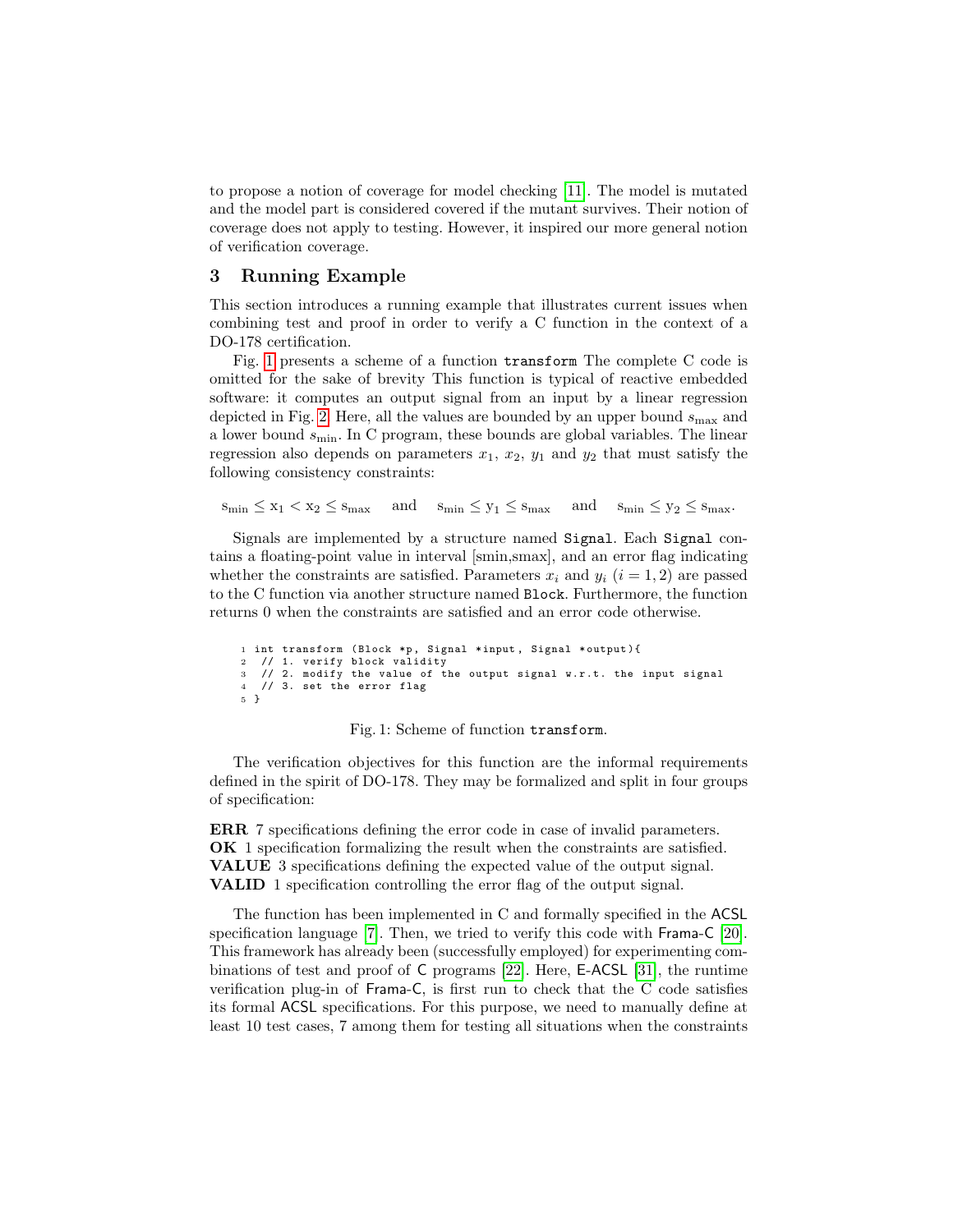to propose a notion of coverage for model checking [11]. The model is mutated and the model part is considered covered if the mutant survives. Their notion of coverage does not apply to testing. However, it inspired our more general notion of verification coverage.

## 3 Running Example

This section introduces a running example that illustrates current issues when combining test and proof in order to verify a C function in the context of a DO-178 certification.

Fig. 1 presents a scheme of a function `transform` The complete C code is omitted for the sake of brevity This function is typical of reactive embedded software: it computes an output signal from an input by a linear regression depicted in Fig. 2. Here, all the values are bounded by an upper bound $s_{\max}$ and a lower bound $s_{\min}$. In C program, these bounds are global variables. The linear regression also depends on parameters $x_1$, $x_2$, $y_1$ and $y_2$ that must satisfy the following consistency constraints:

$$\mathrm{s_{min}} \leq \mathrm{x_1} < \mathrm{x_2} \leq \mathrm{s_{max}} \quad \text{and} \quad \mathrm{s_{min}} \leq \mathrm{y_1} \leq \mathrm{s_{max}} \quad \text{and} \quad \mathrm{s_{min}} \leq \mathrm{y_2} \leq \mathrm{s_{max}}.$$

Signals are implemented by a structure named `Signal`. Each `Signal` contains a floating-point value in interval [smin,smax], and an error flag indicating whether the constraints are satisfied. Parameters $x_i$ and $y_i$ ($i = 1, 2$) are passed to the C function via another structure named `Block`. Furthermore, the function returns 0 when the constraints are satisfied and an error code otherwise.

```
1 int transform (Block *p, Signal *input, Signal *output){
2  // 1. verify block validity
3  // 2. modify the value of the output signal w.r.t. the input signal
4  // 3. set the error flag
5 }
```

Fig. 1: Scheme of function `transform`.

The verification objectives for this function are the informal requirements defined in the spirit of DO-178. They may be formalized and split in four groups of specification:

**ERR** 7 specifications defining the error code in case of invalid parameters.
**OK** 1 specification formalizing the result when the constraints are satisfied.
**VALUE** 3 specifications defining the expected value of the output signal.
**VALID** 1 specification controlling the error flag of the output signal.

The function has been implemented in C and formally specified in the ACSL specification language [7]. Then, we tried to verify this code with Frama-C [20]. This framework has already been (successfully employed) for experimenting combinations of test and proof of C programs [22]. Here, E-ACSL [31], the runtime verification plug-in of Frama-C, is first run to check that the C code satisfies its formal ACSL specifications. For this purpose, we need to manually define at least 10 test cases, 7 among them for testing all situations when the constraints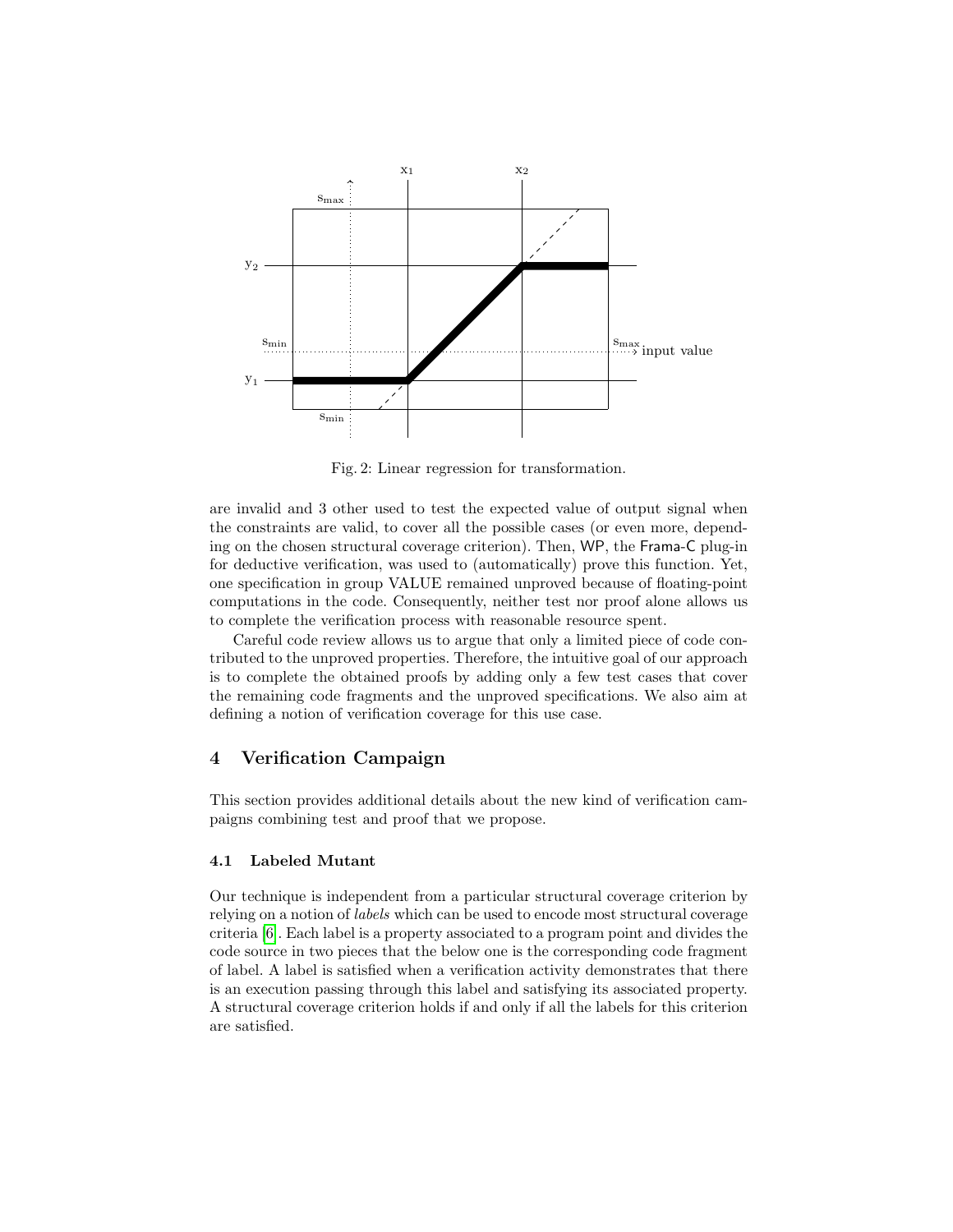Fig. 2: Linear regression for transformation.

are invalid and 3 other used to test the expected value of output signal when the constraints are valid, to cover all the possible cases (or even more, depending on the chosen structural coverage criterion). Then, WP, the Frama-C plug-in for deductive verification, was used to (automatically) prove this function. Yet, one specification in group VALUE remained unproved because of floating-point computations in the code. Consequently, neither test nor proof alone allows us to complete the verification process with reasonable resource spent.

Careful code review allows us to argue that only a limited piece of code contributed to the unproved properties. Therefore, the intuitive goal of our approach is to complete the obtained proofs by adding only a few test cases that cover the remaining code fragments and the unproved specifications. We also aim at defining a notion of verification coverage for this use case.

## 4 Verification Campaign

This section provides additional details about the new kind of verification campaigns combining test and proof that we propose.

### 4.1 Labeled Mutant

Our technique is independent from a particular structural coverage criterion by relying on a notion of *labels* which can be used to encode most structural coverage criteria [6]. Each label is a property associated to a program point and divides the code source in two pieces that the below one is the corresponding code fragment of label. A label is satisfied when a verification activity demonstrates that there is an execution passing through this label and satisfying its associated property. A structural coverage criterion holds if and only if all the labels for this criterion are satisfied.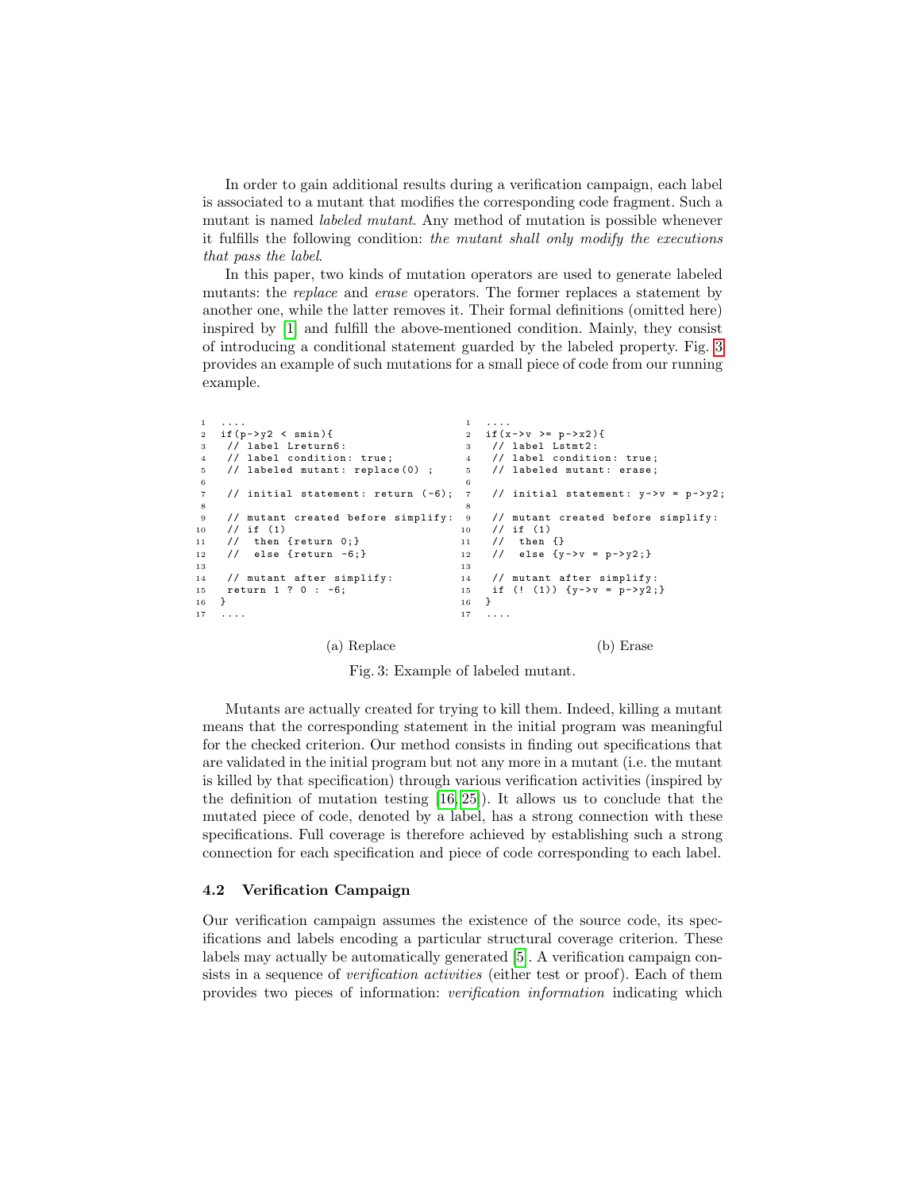In order to gain additional results during a verification campaign, each label is associated to a mutant that modifies the corresponding code fragment. Such a mutant is named *labeled mutant*. Any method of mutation is possible whenever it fulfills the following condition: *the mutant shall only modify the executions that pass the label*.

In this paper, two kinds of mutation operators are used to generate labeled mutants: the *replace* and *erase* operators. The former replaces a statement by another one, while the latter removes it. Their formal definitions (omitted here) inspired by [1] and fulfill the above-mentioned condition. Mainly, they consist of introducing a conditional statement guarded by the labeled property. Fig. 3 provides an example of such mutations for a small piece of code from our running example.

```
1   ....
2   if(p->y2 < smin){
3    // label Lreturn6:
4    // label condition: true;
5    // labeled mutant: replace(0) ;
6
7    // initial statement: return (-6);
8
9    // mutant created before simplify:
10   // if (1)
11   //   then {return 0;}
12   //   else {return -6;}
13
14   // mutant after simplify:
15   return 1 ? 0 : -6;
16  }
17  ....
```

(a) Replace

```
1   ....
2   if(x->v >= p->x2){
3    // label Lstmt2:
4    // label condition: true;
5    // labeled mutant: erase;
6
7    // initial statement: y->v = p->y2;
8
9    // mutant created before simplify:
10   // if (1)
11   //   then {}
12   //   else {y->v = p->y2;}
13
14   // mutant after simplify:
15   if (! (1)) {y->v = p->y2;}
16  }
17  ....
```

(b) Erase

Fig. 3: Example of labeled mutant.

Mutants are actually created for trying to kill them. Indeed, killing a mutant means that the corresponding statement in the initial program was meaningful for the checked criterion. Our method consists in finding out specifications that are validated in the initial program but not any more in a mutant (i.e. the mutant is killed by that specification) through various verification activities (inspired by the definition of mutation testing [16,25]). It allows us to conclude that the mutated piece of code, denoted by a label, has a strong connection with these specifications. Full coverage is therefore achieved by establishing such a strong connection for each specification and piece of code corresponding to each label.

### 4.2 Verification Campaign

Our verification campaign assumes the existence of the source code, its specifications and labels encoding a particular structural coverage criterion. These labels may actually be automatically generated [5]. A verification campaign consists in a sequence of *verification activities* (either test or proof). Each of them provides two pieces of information: *verification information* indicating which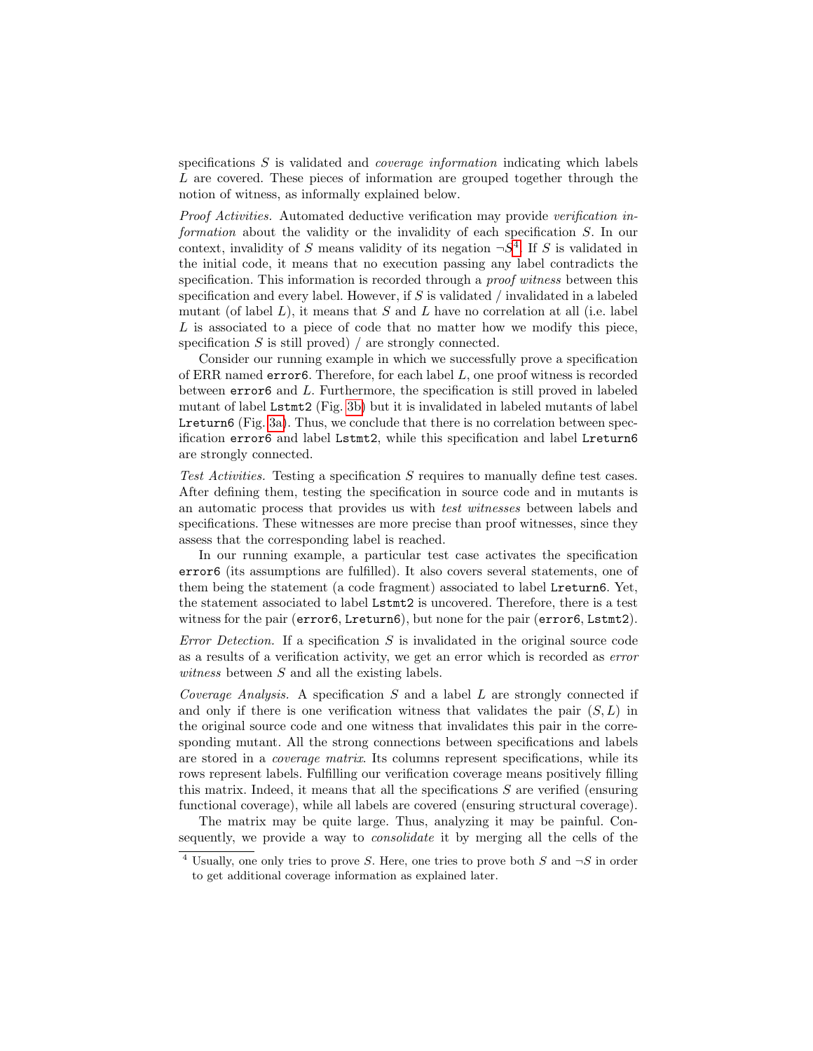specifications $S$ is validated and *coverage information* indicating which labels $L$ are covered. These pieces of information are grouped together through the notion of witness, as informally explained below.

*Proof Activities.* Automated deductive verification may provide *verification information* about the validity or the invalidity of each specification $S$. In our context, invalidity of $S$ means validity of its negation $\neg S$[4]. If $S$ is validated in the initial code, it means that no execution passing any label contradicts the specification. This information is recorded through a *proof witness* between this specification and every label. However, if $S$ is validated / invalidated in a labeled mutant (of label $L$), it means that $S$ and $L$ have no correlation at all (i.e. label $L$ is associated to a piece of code that no matter how we modify this piece, specification $S$ is still proved) / are strongly connected.

Consider our running example in which we successfully prove a specification of ERR named `error6`. Therefore, for each label $L$, one proof witness is recorded between `error6` and $L$. Furthermore, the specification is still proved in labeled mutant of label `Lstmt2` (Fig. 3b) but it is invalidated in labeled mutants of label `Lreturn6` (Fig. 3a). Thus, we conclude that there is no correlation between specification `error6` and label `Lstmt2`, while this specification and label `Lreturn6` are strongly connected.

*Test Activities.* Testing a specification $S$ requires to manually define test cases. After defining them, testing the specification in source code and in mutants is an automatic process that provides us with *test witnesses* between labels and specifications. These witnesses are more precise than proof witnesses, since they assess that the corresponding label is reached.

In our running example, a particular test case activates the specification `error6` (its assumptions are fulfilled). It also covers several statements, one of them being the statement (a code fragment) associated to label `Lreturn6`. Yet, the statement associated to label `Lstmt2` is uncovered. Therefore, there is a test witness for the pair (`error6`, `Lreturn6`), but none for the pair (`error6`, `Lstmt2`).

*Error Detection.* If a specification $S$ is invalidated in the original source code as a results of a verification activity, we get an error which is recorded as *error witness* between $S$ and all the existing labels.

*Coverage Analysis.* A specification $S$ and a label $L$ are strongly connected if and only if there is one verification witness that validates the pair $(S, L)$ in the original source code and one witness that invalidates this pair in the corresponding mutant. All the strong connections between specifications and labels are stored in a *coverage matrix*. Its columns represent specifications, while its rows represent labels. Fulfilling our verification coverage means positively filling this matrix. Indeed, it means that all the specifications $S$ are verified (ensuring functional coverage), while all labels are covered (ensuring structural coverage).

The matrix may be quite large. Thus, analyzing it may be painful. Consequently, we provide a way to *consolidate* it by merging all the cells of the

[4] Usually, one only tries to prove $S$. Here, one tries to prove both $S$ and $\neg S$ in order to get additional coverage information as explained later.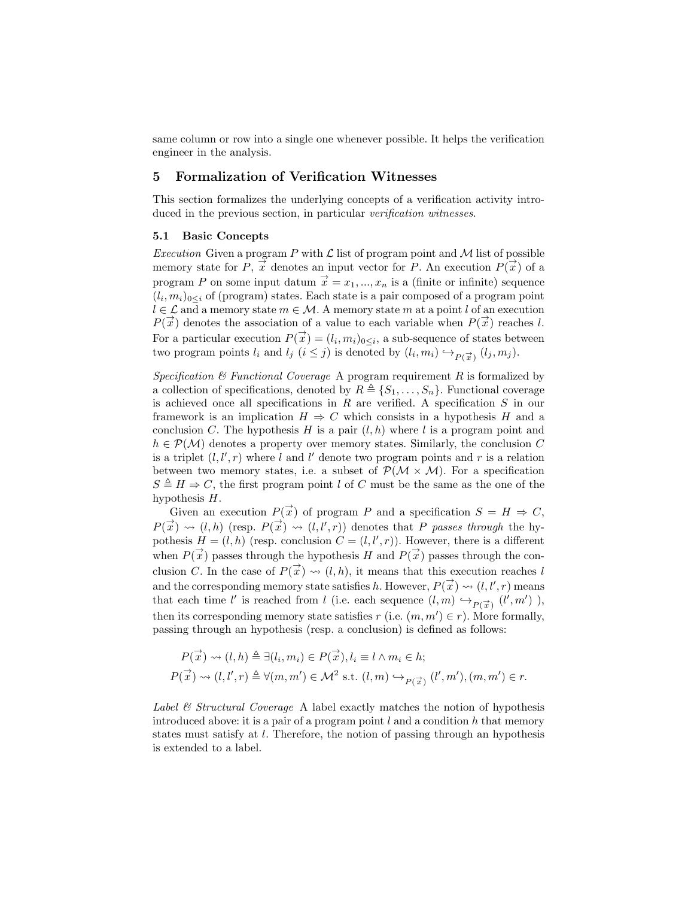same column or row into a single one whenever possible. It helps the verification engineer in the analysis.

## 5 Formalization of Verification Witnesses

This section formalizes the underlying concepts of a verification activity introduced in the previous section, in particular *verification witnesses*.

### 5.1 Basic Concepts

*Execution* Given a program $P$ with $\mathcal{L}$ list of program point and $\mathcal{M}$ list of possible memory state for $P$, $\vec{x}$ denotes an input vector for $P$. An execution $P(\vec{x})$ of a program $P$ on some input datum $\vec{x} = x_1, ..., x_n$ is a (finite or infinite) sequence $(l_i, m_i)_{0 \leq i}$ of (program) states. Each state is a pair composed of a program point $l \in \mathcal{L}$ and a memory state $m \in \mathcal{M}$. A memory state $m$ at a point $l$ of an execution $P(\vec{x})$ denotes the association of a value to each variable when $P(\vec{x})$ reaches $l$. For a particular execution $P(\vec{x}) = (l_i, m_i)_{0 \leq i}$, a sub-sequence of states between two program points $l_i$ and $l_j$ ($i \leq j$) is denoted by $(l_i, m_i) \hookrightarrow_{P(\vec{x})} (l_j, m_j)$.

*Specification & Functional Coverage* A program requirement $R$ is formalized by a collection of specifications, denoted by $R \triangleq \{S_1, \ldots, S_n\}$. Functional coverage is achieved once all specifications in $R$ are verified. A specification $S$ in our framework is an implication $H \Rightarrow C$ which consists in a hypothesis $H$ and a conclusion $C$. The hypothesis $H$ is a pair $(l, h)$ where $l$ is a program point and $h \in \mathcal{P}(\mathcal{M})$ denotes a property over memory states. Similarly, the conclusion $C$ is a triplet $(l, l', r)$ where $l$ and $l'$ denote two program points and $r$ is a relation between two memory states, i.e. a subset of $\mathcal{P}(\mathcal{M} \times \mathcal{M})$. For a specification $S \triangleq H \Rightarrow C$, the first program point $l$ of $C$ must be the same as the one of the hypothesis $H$.

Given an execution $P(\vec{x})$ of program $P$ and a specification $S = H \Rightarrow C$, $P(\vec{x}) \rightsquigarrow (l, h)$ (resp. $P(\vec{x}) \rightsquigarrow (l, l', r)$) denotes that $P$ *passes through* the hypothesis $H = (l, h)$ (resp. conclusion $C = (l, l', r)$). However, there is a different when $P(\vec{x})$ passes through the hypothesis $H$ and $P(\vec{x})$ passes through the conclusion $C$. In the case of $P(\vec{x}) \rightsquigarrow (l, h)$, it means that this execution reaches $l$ and the corresponding memory state satisfies $h$. However, $P(\vec{x}) \rightsquigarrow (l, l', r)$ means that each time $l'$ is reached from $l$ (i.e. each sequence $(l, m) \hookrightarrow_{P(\vec{x})} (l', m')$ ), then its corresponding memory state satisfies $r$ (i.e. $(m, m') \in r$). More formally, passing through an hypothesis (resp. a conclusion) is defined as follows:

$$P(\vec{x}) \rightsquigarrow (l, h) \triangleq \exists (l_i, m_i) \in P(\vec{x}), l_i \equiv l \wedge m_i \in h;$$

$$P(\vec{x}) \rightsquigarrow (l, l', r) \triangleq \forall (m, m') \in \mathcal{M}^2 \text{ s.t. } (l, m) \hookrightarrow_{P(\vec{x})} (l', m'), (m, m') \in r.$$

*Label & Structural Coverage* A label exactly matches the notion of hypothesis introduced above: it is a pair of a program point $l$ and a condition $h$ that memory states must satisfy at $l$. Therefore, the notion of passing through an hypothesis is extended to a label.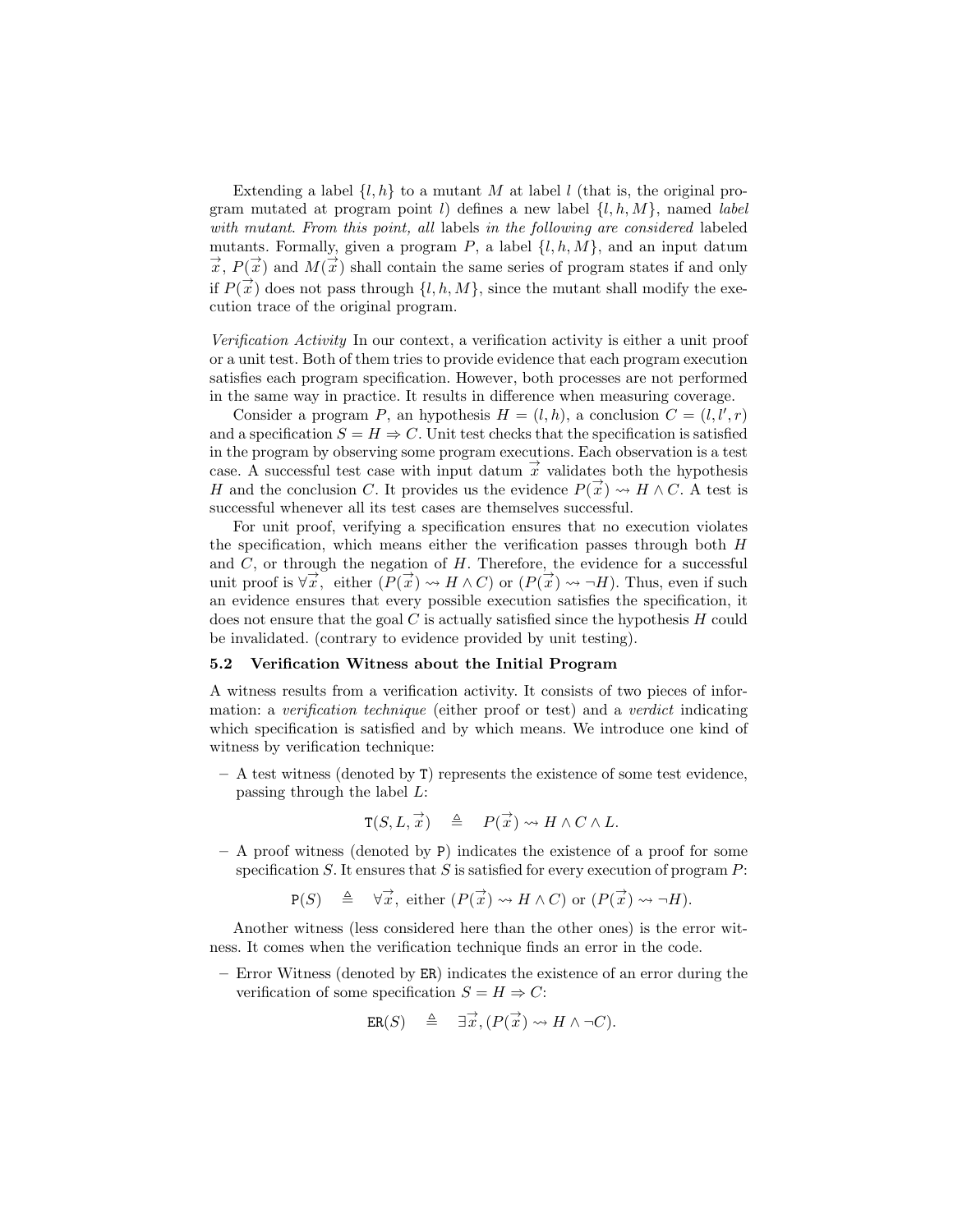Extending a label $\{l, h\}$ to a mutant $M$ at label $l$ (that is, the original program mutated at program point $l$) defines a new label $\{l, h, M\}$, named *label with mutant. From this point, all* labels *in the following are considered* labeled mutants. Formally, given a program $P$, a label $\{l, h, M\}$, and an input datum $\vec{x}$, $P(\vec{x})$ and $M(\vec{x})$ shall contain the same series of program states if and only if $P(\vec{x})$ does not pass through $\{l, h, M\}$, since the mutant shall modify the execution trace of the original program.

*Verification Activity* In our context, a verification activity is either a unit proof or a unit test. Both of them tries to provide evidence that each program execution satisfies each program specification. However, both processes are not performed in the same way in practice. It results in difference when measuring coverage.

Consider a program $P$, an hypothesis $H = (l, h)$, a conclusion $C = (l, l', r)$ and a specification $S = H \Rightarrow C$. Unit test checks that the specification is satisfied in the program by observing some program executions. Each observation is a test case. A successful test case with input datum $\vec{x}$ validates both the hypothesis $H$ and the conclusion $C$. It provides us the evidence $P(\vec{x}) \rightsquigarrow H \wedge C$. A test is successful whenever all its test cases are themselves successful.

For unit proof, verifying a specification ensures that no execution violates the specification, which means either the verification passes through both $H$ and $C$, or through the negation of $H$. Therefore, the evidence for a successful unit proof is $\forall \vec{x}$, either $(P(\vec{x}) \rightsquigarrow H \wedge C)$ or $(P(\vec{x}) \rightsquigarrow \neg H)$. Thus, even if such an evidence ensures that every possible execution satisfies the specification, it does not ensure that the goal $C$ is actually satisfied since the hypothesis $H$ could be invalidated. (contrary to evidence provided by unit testing).

### 5.2 Verification Witness about the Initial Program

A witness results from a verification activity. It consists of two pieces of information: a *verification technique* (either proof or test) and a *verdict* indicating which specification is satisfied and by which means. We introduce one kind of witness by verification technique:

– A test witness (denoted by T) represents the existence of some test evidence, passing through the label $L$:

$$\mathtt{T}(S, L, \vec{x}) \quad \triangleq \quad P(\vec{x}) \rightsquigarrow H \wedge C \wedge L.$$

– A proof witness (denoted by P) indicates the existence of a proof for some specification $S$. It ensures that $S$ is satisfied for every execution of program $P$:

$$\mathtt{P}(S) \quad \triangleq \quad \forall \vec{x},\ \text{either } (P(\vec{x}) \rightsquigarrow H \wedge C) \text{ or } (P(\vec{x}) \rightsquigarrow \neg H).$$

Another witness (less considered here than the other ones) is the error witness. It comes when the verification technique finds an error in the code.

– Error Witness (denoted by ER) indicates the existence of an error during the verification of some specification $S = H \Rightarrow C$:

$$\mathtt{ER}(S) \quad \triangleq \quad \exists \vec{x}, (P(\vec{x}) \rightsquigarrow H \wedge \neg C).$$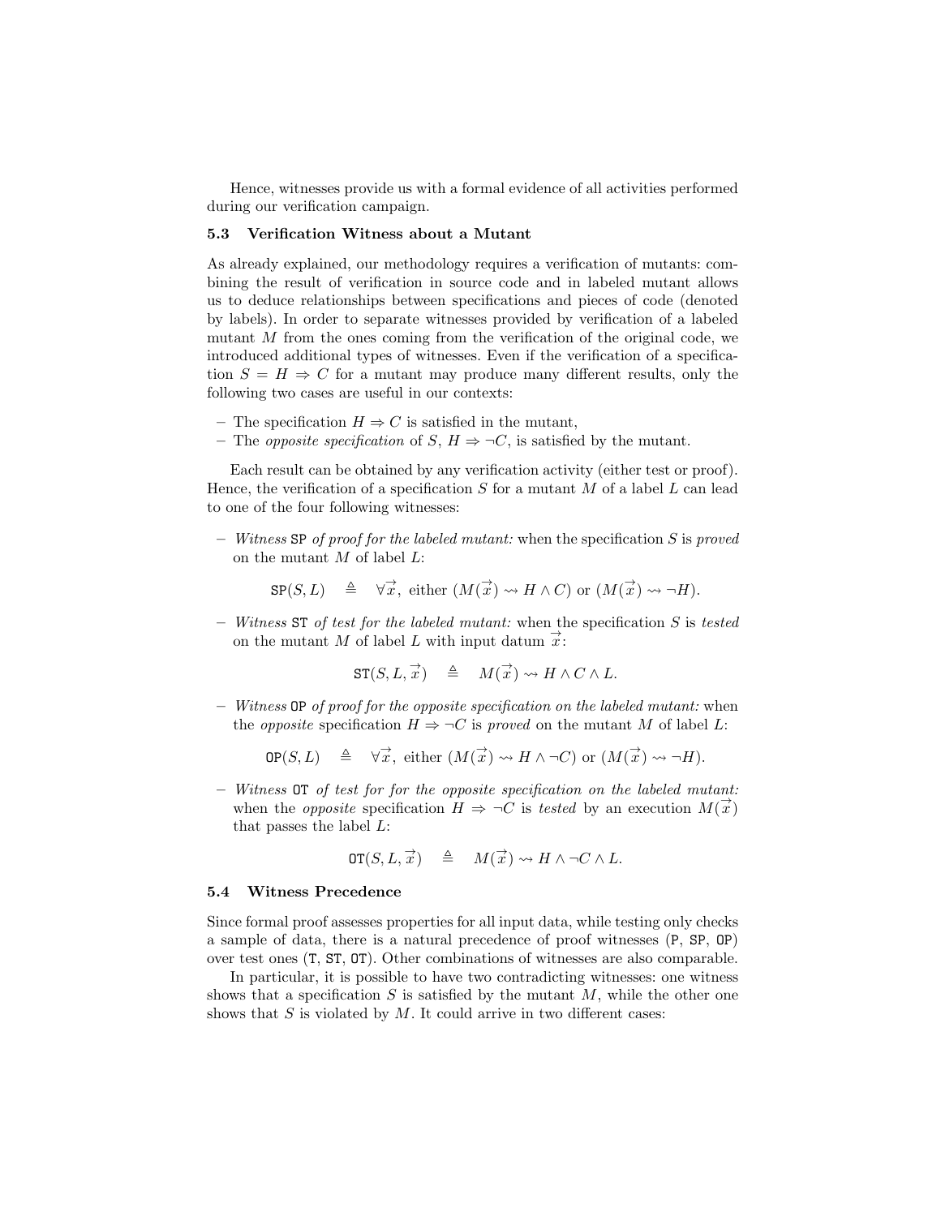Hence, witnesses provide us with a formal evidence of all activities performed during our verification campaign.

### 5.3 Verification Witness about a Mutant

As already explained, our methodology requires a verification of mutants: combining the result of verification in source code and in labeled mutant allows us to deduce relationships between specifications and pieces of code (denoted by labels). In order to separate witnesses provided by verification of a labeled mutant $M$ from the ones coming from the verification of the original code, we introduced additional types of witnesses. Even if the verification of a specification $S = H \Rightarrow C$ for a mutant may produce many different results, only the following two cases are useful in our contexts:

- The specification $H \Rightarrow C$ is satisfied in the mutant,
- The *opposite specification* of $S$, $H \Rightarrow \neg C$, is satisfied by the mutant.

Each result can be obtained by any verification activity (either test or proof). Hence, the verification of a specification $S$ for a mutant $M$ of a label $L$ can lead to one of the four following witnesses:

- *Witness* `SP` *of proof for the labeled mutant:* when the specification $S$ is *proved* on the mutant $M$ of label $L$:

$$\texttt{SP}(S, L) \quad \triangleq \quad \forall \vec{x},\ \text{either } (M(\vec{x}) \rightsquigarrow H \wedge C) \text{ or } (M(\vec{x}) \rightsquigarrow \neg H).$$

- *Witness* `ST` *of test for the labeled mutant:* when the specification $S$ is *tested* on the mutant $M$ of label $L$ with input datum $\vec{x}$:

$$\texttt{ST}(S, L, \vec{x}) \quad \triangleq \quad M(\vec{x}) \rightsquigarrow H \wedge C \wedge L.$$

- *Witness* `OP` *of proof for the opposite specification on the labeled mutant:* when the *opposite* specification $H \Rightarrow \neg C$ is *proved* on the mutant $M$ of label $L$:

$$\texttt{OP}(S, L) \quad \triangleq \quad \forall \vec{x},\ \text{either } (M(\vec{x}) \rightsquigarrow H \wedge \neg C) \text{ or } (M(\vec{x}) \rightsquigarrow \neg H).$$

- *Witness* `OT` *of test for for the opposite specification on the labeled mutant:* when the *opposite* specification $H \Rightarrow \neg C$ is *tested* by an execution $M(\vec{x})$ that passes the label $L$:

$$\texttt{OT}(S, L, \vec{x}) \quad \triangleq \quad M(\vec{x}) \rightsquigarrow H \wedge \neg C \wedge L.$$

### 5.4 Witness Precedence

Since formal proof assesses properties for all input data, while testing only checks a sample of data, there is a natural precedence of proof witnesses (`P`, `SP`, `OP`) over test ones (`T`, `ST`, `OT`). Other combinations of witnesses are also comparable.

In particular, it is possible to have two contradicting witnesses: one witness shows that a specification $S$ is satisfied by the mutant $M$, while the other one shows that $S$ is violated by $M$. It could arrive in two different cases: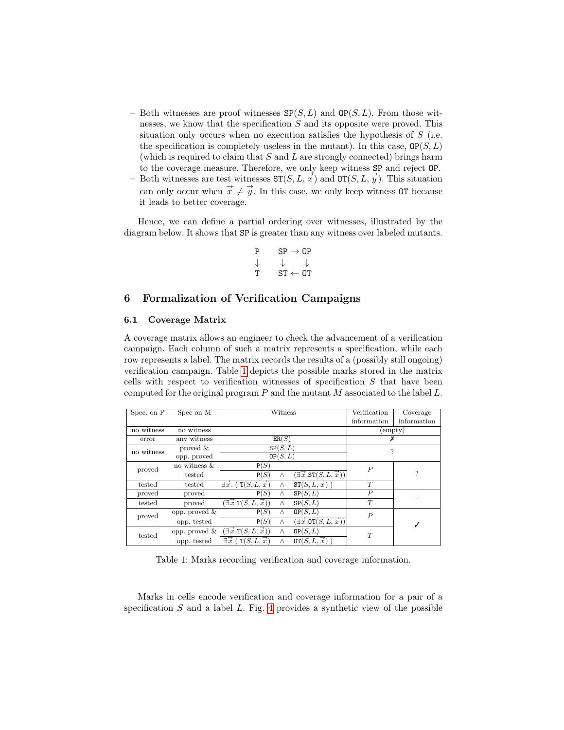– Both witnesses are proof witnesses $\texttt{SP}(S, L)$ and $\texttt{OP}(S, L)$. From those witnesses, we know that the specification $S$ and its opposite were proved. This situation only occurs when no execution satisfies the hypothesis of $S$ (i.e. the specification is completely useless in the mutant). In this case, $\texttt{OP}(S, L)$ (which is required to claim that $S$ and $L$ are strongly connected) brings harm to the coverage measure. Therefore, we only keep witness SP and reject OP.

– Both witnesses are test witnesses $\texttt{ST}(S, L, \vec{x})$ and $\texttt{OT}(S, L, \vec{y})$. This situation can only occur when $\vec{x} \neq \vec{y}$. In this case, we only keep witness OT because it leads to better coverage.

Hence, we can define a partial ordering over witnesses, illustrated by the diagram below. It shows that SP is greater than any witness over labeled mutants.

$$
\begin{array}{ccc}
\texttt{P} & & \texttt{SP} \rightarrow \texttt{OP} \\
\downarrow & & \downarrow \qquad \downarrow \\
\texttt{T} & & \texttt{ST} \leftarrow \texttt{OT}
\end{array}
$$

## 6 Formalization of Verification Campaigns

### 6.1 Coverage Matrix

A coverage matrix allows an engineer to check the advancement of a verification campaign. Each column of such a matrix represents a specification, while each row represents a label. The matrix records the results of a (possibly still ongoing) verification campaign. Table 1 depicts the possible marks stored in the matrix cells with respect to verification witnesses of specification $S$ that have been computed for the original program $P$ and the mutant $M$ associated to the label $L$.

| Spec. on P | Spec on M | Witness | Verification information | Coverage information |
|---|---|---|---|---|
| no witness | no witness | | (empty) | |
| error | any witness | $\texttt{ER}(S)$ | ✗ | |
| no witness | proved & | $\texttt{SP}(S, L)$ | ? | |
| | opp. proved | $\texttt{OP}(S, L)$ | | |
| proved | no witness & | $\texttt{P}(S)$ | $P$ | ? |
| | tested | $\texttt{P}(S) \wedge (\exists \vec{x}.\texttt{ST}(S, L, \vec{x}))$ | | |
| tested | tested | $\exists \vec{x}.\,(\,\texttt{T}(S, L, \vec{x}) \wedge \texttt{ST}(S, L, \vec{x})\,)$ | $T$ | |
| proved | proved | $\texttt{P}(S) \wedge \texttt{SP}(S, L)$ | $P$ | – |
| tested | proved | $(\exists \vec{x}.\texttt{T}(S, L, \vec{x})) \wedge \texttt{SP}(S, L)$ | $T$ | |
| proved | opp. proved & | $\texttt{P}(S) \wedge \texttt{OP}(S, L)$ | $P$ | ✓ |
| | opp. tested | $\texttt{P}(S) \wedge (\exists \vec{x}.\texttt{OT}(S, L, \vec{x}))$ | | |
| tested | opp. proved & | $(\exists \vec{x}.\texttt{T}(S, L, \vec{x})) \wedge \texttt{OP}(S, L)$ | $T$ | |
| | opp. tested | $\exists \vec{x}.\,(\,\texttt{T}(S, L, \vec{x}) \wedge \texttt{OT}(S, L, \vec{x})\,)$ | | |

Table 1: Marks recording verification and coverage information.

Marks in cells encode verification and coverage information for a pair of a specification $S$ and a label $L$. Fig. 4 provides a synthetic view of the possible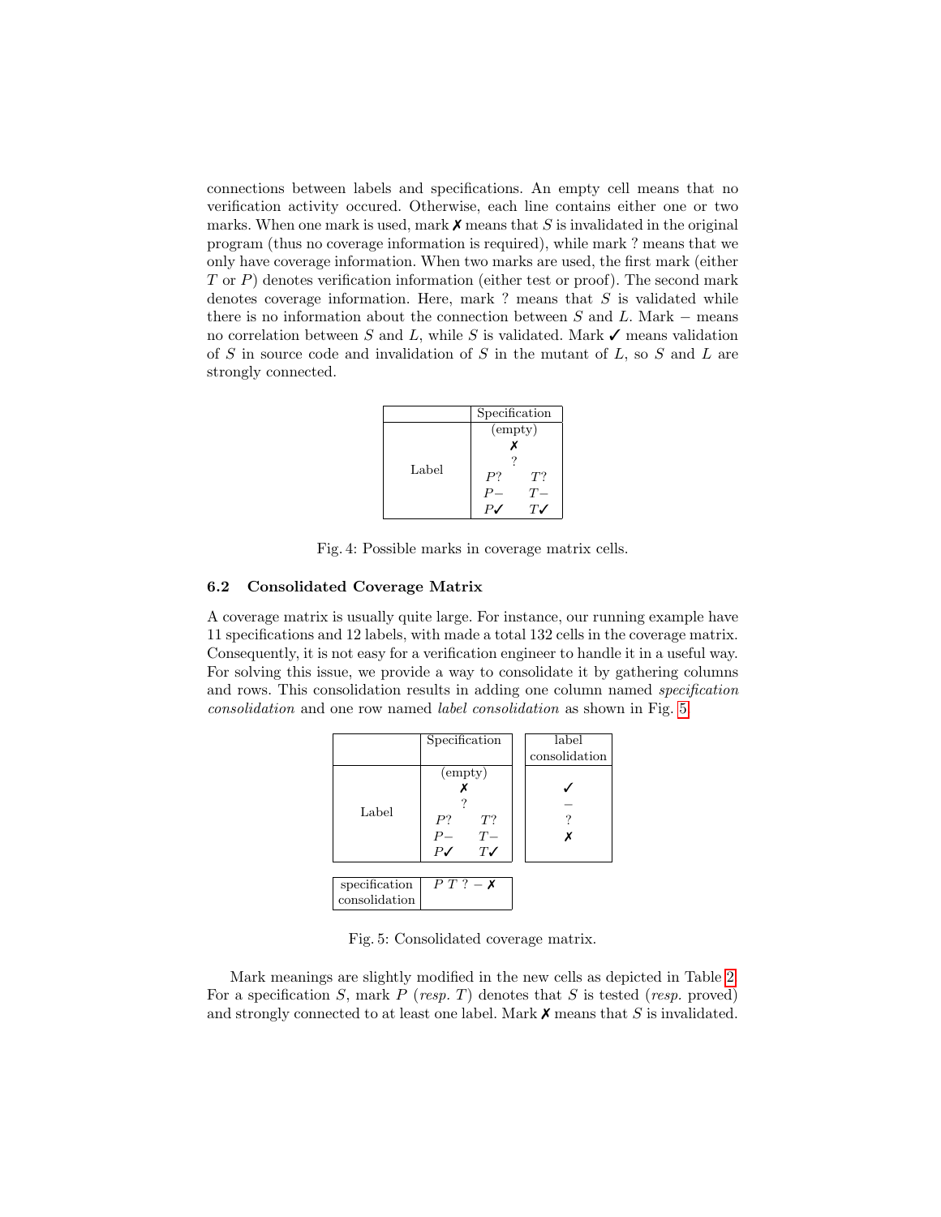connections between labels and specifications. An empty cell means that no verification activity occured. Otherwise, each line contains either one or two marks. When one mark is used, mark ✗ means that $S$ is invalidated in the original program (thus no coverage information is required), while mark ? means that we only have coverage information. When two marks are used, the first mark (either $T$ or $P$) denotes verification information (either test or proof). The second mark denotes coverage information. Here, mark ? means that $S$ is validated while there is no information about the connection between $S$ and $L$. Mark $-$ means no correlation between $S$ and $L$, while $S$ is validated. Mark ✓ means validation of $S$ in source code and invalidation of $S$ in the mutant of $L$, so $S$ and $L$ are strongly connected.

| | Specification |
|---|---|
| Label | (empty)<br>✗<br>?<br>$P?$ $T?$<br>$P-$ $T-$<br>$P$✓ $T$✓ |

Fig. 4: Possible marks in coverage matrix cells.

### 6.2 Consolidated Coverage Matrix

A coverage matrix is usually quite large. For instance, our running example have 11 specifications and 12 labels, with made a total 132 cells in the coverage matrix. Consequently, it is not easy for a verification engineer to handle it in a useful way. For solving this issue, we provide a way to consolidate it by gathering columns and rows. This consolidation results in adding one column named *specification consolidation* and one row named *label consolidation* as shown in Fig. 5.

| | Specification | label consolidation |
|---|---|---|
| Label | (empty)<br>✗<br>?<br>$P?$ $T?$<br>$P-$ $T-$<br>$P$✓ $T$✓ | ✓<br>$-$<br>?<br>✗ |
| specification consolidation | $P$ $T$ ? $-$ ✗ | |

Fig. 5: Consolidated coverage matrix.

Mark meanings are slightly modified in the new cells as depicted in Table 2. For a specification $S$, mark $P$ (*resp.* $T$) denotes that $S$ is tested (*resp.* proved) and strongly connected to at least one label. Mark ✗ means that $S$ is invalidated.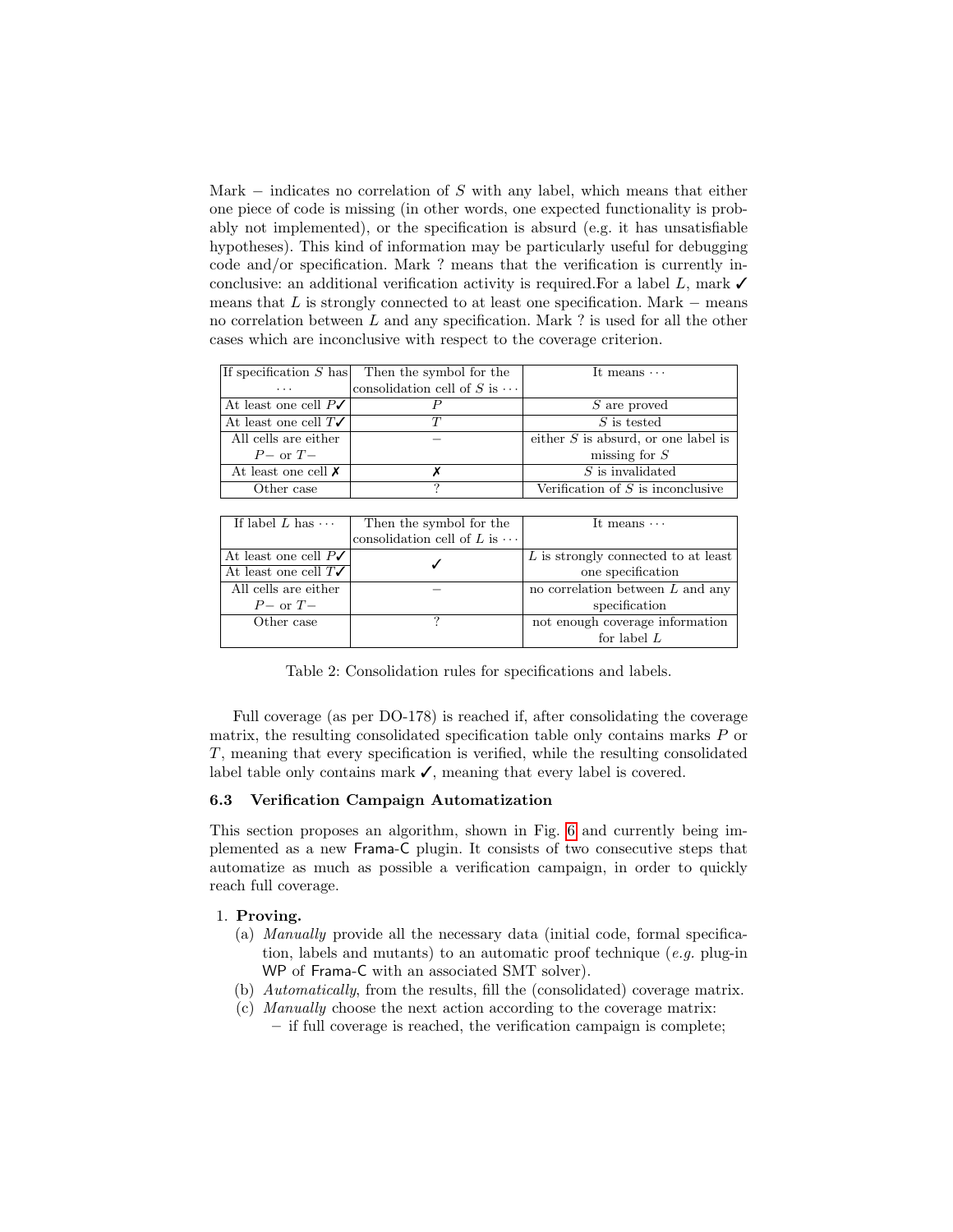Mark $-$ indicates no correlation of $S$ with any label, which means that either one piece of code is missing (in other words, one expected functionality is probably not implemented), or the specification is absurd (e.g. it has unsatisfiable hypotheses). This kind of information may be particularly useful for debugging code and/or specification. Mark ? means that the verification is currently inconclusive: an additional verification activity is required.For a label $L$, mark ✓ means that $L$ is strongly connected to at least one specification. Mark $-$ means no correlation between $L$ and any specification. Mark ? is used for all the other cases which are inconclusive with respect to the coverage criterion.

| If specification $S$ has $\cdots$ | Then the symbol for the consolidation cell of $S$ is $\cdots$ | It means $\cdots$ |
|---|---|---|
| At least one cell $P$✓ | $P$ | $S$ are proved |
| At least one cell $T$✓ | $T$ | $S$ is tested |
| All cells are either $P-$ or $T-$ | $-$ | either $S$ is absurd, or one label is missing for $S$ |
| At least one cell ✗ | ✗ | $S$ is invalidated |
| Other case | ? | Verification of $S$ is inconclusive |

| If label $L$ has $\cdots$ | Then the symbol for the consolidation cell of $L$ is $\cdots$ | It means $\cdots$ |
|---|---|---|
| At least one cell $P$✓<br>At least one cell $T$✓ | ✓ | $L$ is strongly connected to at least one specification |
| All cells are either $P-$ or $T-$ | $-$ | no correlation between $L$ and any specification |
| Other case | ? | not enough coverage information for label $L$ |

Table 2: Consolidation rules for specifications and labels.

Full coverage (as per DO-178) is reached if, after consolidating the coverage matrix, the resulting consolidated specification table only contains marks $P$ or $T$, meaning that every specification is verified, while the resulting consolidated label table only contains mark ✓, meaning that every label is covered.

### 6.3 Verification Campaign Automatization

This section proposes an algorithm, shown in Fig. 6 and currently being implemented as a new Frama-C plugin. It consists of two consecutive steps that automatize as much as possible a verification campaign, in order to quickly reach full coverage.

1. **Proving.**
   (a) *Manually* provide all the necessary data (initial code, formal specification, labels and mutants) to an automatic proof technique (*e.g.* plug-in WP of Frama-C with an associated SMT solver).
   (b) *Automatically*, from the results, fill the (consolidated) coverage matrix.
   (c) *Manually* choose the next action according to the coverage matrix:
      – if full coverage is reached, the verification campaign is complete;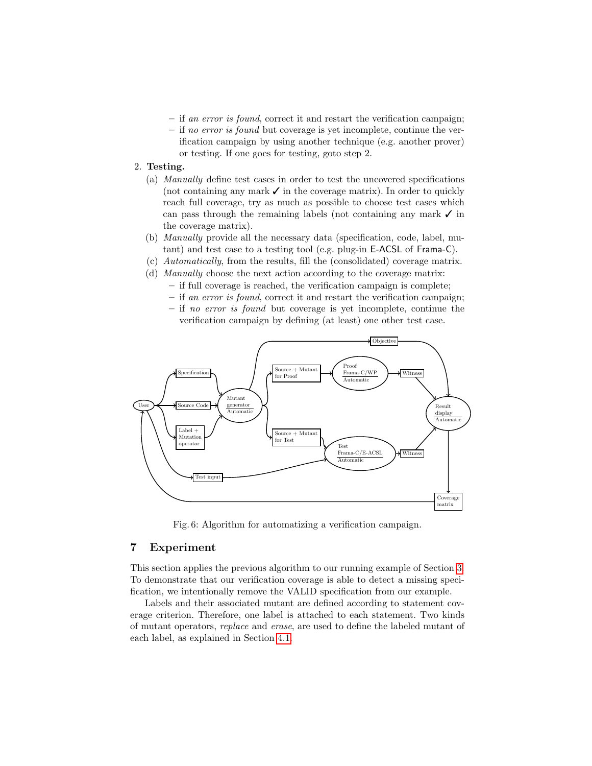- if *an error is found*, correct it and restart the verification campaign;
  - if *no error is found* but coverage is yet incomplete, continue the verification campaign by using another technique (e.g. another prover) or testing. If one goes for testing, goto step 2.

2. **Testing.**
   (a) *Manually* define test cases in order to test the uncovered specifications (not containing any mark ✓ in the coverage matrix). In order to quickly reach full coverage, try as much as possible to choose test cases which can pass through the remaining labels (not containing any mark ✓ in the coverage matrix).
   (b) *Manually* provide all the necessary data (specification, code, label, mutant) and test case to a testing tool (e.g. plug-in E-ACSL of Frama-C).
   (c) *Automatically*, from the results, fill the (consolidated) coverage matrix.
   (d) *Manually* choose the next action according to the coverage matrix:
   - if full coverage is reached, the verification campaign is complete;
   - if *an error is found*, correct it and restart the verification campaign;
   - if *no error is found* but coverage is yet incomplete, continue the verification campaign by defining (at least) one other test case.

Fig. 6: Algorithm for automatizing a verification campaign.

## 7 Experiment

This section applies the previous algorithm to our running example of Section 3. To demonstrate that our verification coverage is able to detect a missing specification, we intentionally remove the VALID specification from our example.

Labels and their associated mutant are defined according to statement coverage criterion. Therefore, one label is attached to each statement. Two kinds of mutant operators, *replace* and *erase*, are used to define the labeled mutant of each label, as explained in Section 4.1.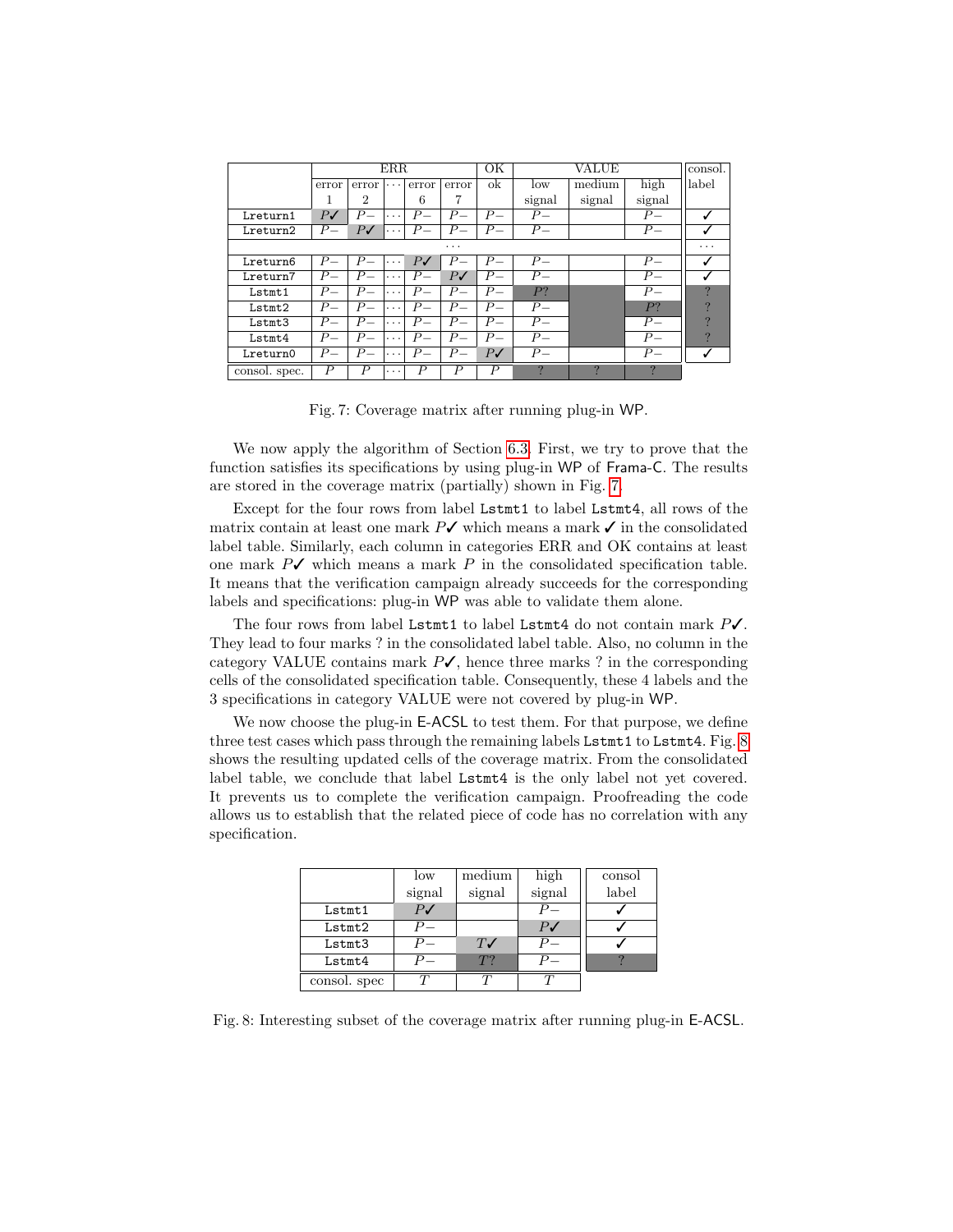|  | ERR |  |  |  |  | OK | VALUE |  |  | consol. |
|---|---|---|---|---|---|---|---|---|---|---|
|  | error 1 | error 2 | ··· | error 6 | error 7 | ok | low signal | medium signal | high signal | label |
| Lreturn1 | $P$✓ | $P-$ | ··· | $P-$ | $P-$ | $P-$ | $P-$ |  | $P-$ | ✓ |
| Lreturn2 | $P-$ | $P$✓ | ··· | $P-$ | $P-$ | $P-$ | $P-$ |  | $P-$ | ✓ |
| ... |  |  |  |  |  |  |  |  |  | ... |
| Lreturn6 | $P-$ | $P-$ | ··· | $P$✓ | $P-$ | $P-$ | $P-$ |  | $P-$ | ✓ |
| Lreturn7 | $P-$ | $P-$ | ··· | $P-$ | $P$✓ | $P-$ | $P-$ |  | $P-$ | ✓ |
| Lstmt1 | $P-$ | $P-$ | ··· | $P-$ | $P-$ | $P-$ | $P?$ |  | $P-$ | ? |
| Lstmt2 | $P-$ | $P-$ | ··· | $P-$ | $P-$ | $P-$ | $P-$ |  | $P?$ | ? |
| Lstmt3 | $P-$ | $P-$ | ··· | $P-$ | $P-$ | $P-$ | $P-$ |  | $P-$ | ? |
| Lstmt4 | $P-$ | $P-$ | ··· | $P-$ | $P-$ | $P-$ | $P-$ |  | $P-$ | ? |
| Lreturn0 | $P-$ | $P-$ | ··· | $P-$ | $P-$ | $P$✓ | $P-$ |  | $P-$ | ✓ |
| consol. spec. | $P$ | $P$ | ··· | $P$ | $P$ | $P$ | ? | ? | ? |  |

Fig. 7: Coverage matrix after running plug-in WP.

We now apply the algorithm of Section 6.3. First, we try to prove that the function satisfies its specifications by using plug-in WP of Frama-C. The results are stored in the coverage matrix (partially) shown in Fig. 7.

Except for the four rows from label `Lstmt1` to label `Lstmt4`, all rows of the matrix contain at least one mark $P$✓ which means a mark ✓ in the consolidated label table. Similarly, each column in categories ERR and OK contains at least one mark $P$✓ which means a mark $P$ in the consolidated specification table. It means that the verification campaign already succeeds for the corresponding labels and specifications: plug-in WP was able to validate them alone.

The four rows from label `Lstmt1` to label `Lstmt4` do not contain mark $P$✓. They lead to four marks ? in the consolidated label table. Also, no column in the category VALUE contains mark $P$✓, hence three marks ? in the corresponding cells of the consolidated specification table. Consequently, these 4 labels and the 3 specifications in category VALUE were not covered by plug-in WP.

We now choose the plug-in E-ACSL to test them. For that purpose, we define three test cases which pass through the remaining labels `Lstmt1` to `Lstmt4`. Fig. 8 shows the resulting updated cells of the coverage matrix. From the consolidated label table, we conclude that label `Lstmt4` is the only label not yet covered. It prevents us to complete the verification campaign. Proofreading the code allows us to establish that the related piece of code has no correlation with any specification.

|  | low signal | medium signal | high signal | consol label |
|---|---|---|---|---|
| Lstmt1 | $P$✓ |  | $P-$ | ✓ |
| Lstmt2 | $P-$ |  | $P$✓ | ✓ |
| Lstmt3 | $P-$ | $T$✓ | $P-$ | ✓ |
| Lstmt4 | $P-$ | $T?$ | $P-$ | ? |
| consol. spec | $T$ | $T$ | $T$ |  |

Fig. 8: Interesting subset of the coverage matrix after running plug-in E-ACSL.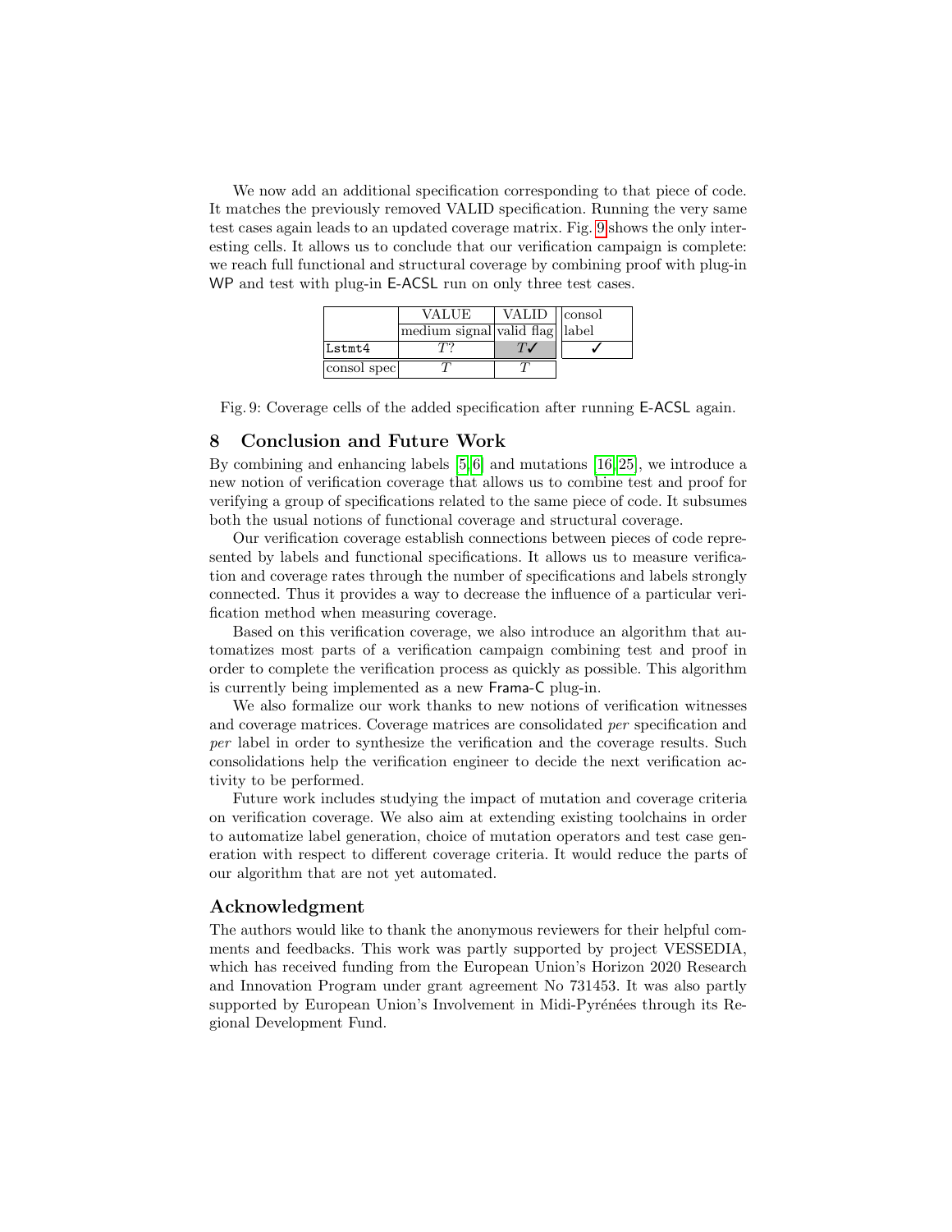We now add an additional specification corresponding to that piece of code. It matches the previously removed VALID specification. Running the very same test cases again leads to an updated coverage matrix. Fig. 9 shows the only interesting cells. It allows us to conclude that our verification campaign is complete: we reach full functional and structural coverage by combining proof with plug-in WP and test with plug-in E-ACSL run on only three test cases.

| | VALUE | VALID | consol |
|---|---|---|---|
| | medium signal | valid flag | label |
| Lstmt4 | $T?$ | $T$✓ | ✓ |
| consol spec | $T$ | $T$ | |

Fig. 9: Coverage cells of the added specification after running E-ACSL again.

## 8 Conclusion and Future Work

By combining and enhancing labels [5,6] and mutations [16,25], we introduce a new notion of verification coverage that allows us to combine test and proof for verifying a group of specifications related to the same piece of code. It subsumes both the usual notions of functional coverage and structural coverage.

Our verification coverage establish connections between pieces of code represented by labels and functional specifications. It allows us to measure verification and coverage rates through the number of specifications and labels strongly connected. Thus it provides a way to decrease the influence of a particular verification method when measuring coverage.

Based on this verification coverage, we also introduce an algorithm that automatizes most parts of a verification campaign combining test and proof in order to complete the verification process as quickly as possible. This algorithm is currently being implemented as a new Frama-C plug-in.

We also formalize our work thanks to new notions of verification witnesses and coverage matrices. Coverage matrices are consolidated *per* specification and *per* label in order to synthesize the verification and the coverage results. Such consolidations help the verification engineer to decide the next verification activity to be performed.

Future work includes studying the impact of mutation and coverage criteria on verification coverage. We also aim at extending existing toolchains in order to automatize label generation, choice of mutation operators and test case generation with respect to different coverage criteria. It would reduce the parts of our algorithm that are not yet automated.

## Acknowledgment

The authors would like to thank the anonymous reviewers for their helpful comments and feedbacks. This work was partly supported by project VESSEDIA, which has received funding from the European Union's Horizon 2020 Research and Innovation Program under grant agreement No 731453. It was also partly supported by European Union's Involvement in Midi-Pyrénées through its Regional Development Fund.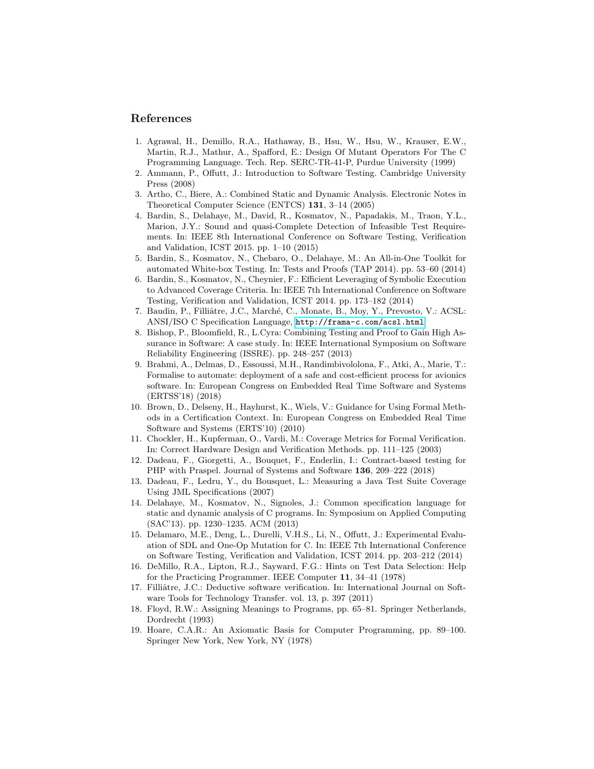## References

1. Agrawal, H., Demillo, R.A., Hathaway, B., Hsu, W., Hsu, W., Krauser, E.W., Martin, R.J., Mathur, A., Spafford, E.: Design Of Mutant Operators For The C Programming Language. Tech. Rep. SERC-TR-41-P, Purdue University (1999)
2. Ammann, P., Offutt, J.: Introduction to Software Testing. Cambridge University Press (2008)
3. Artho, C., Biere, A.: Combined Static and Dynamic Analysis. Electronic Notes in Theoretical Computer Science (ENTCS) **131**, 3–14 (2005)
4. Bardin, S., Delahaye, M., David, R., Kosmatov, N., Papadakis, M., Traon, Y.L., Marion, J.Y.: Sound and quasi-Complete Detection of Infeasible Test Requirements. In: IEEE 8th International Conference on Software Testing, Verification and Validation, ICST 2015. pp. 1–10 (2015)
5. Bardin, S., Kosmatov, N., Chebaro, O., Delahaye, M.: An All-in-One Toolkit for automated White-box Testing. In: Tests and Proofs (TAP 2014). pp. 53–60 (2014)
6. Bardin, S., Kosmatov, N., Cheynier, F.: Efficient Leveraging of Symbolic Execution to Advanced Coverage Criteria. In: IEEE 7th International Conference on Software Testing, Verification and Validation, ICST 2014. pp. 173–182 (2014)
7. Baudin, P., Filliâtre, J.C., Marché, C., Monate, B., Moy, Y., Prevosto, V.: ACSL: ANSI/ISO C Specification Language, `http://frama-c.com/acsl.html`
8. Bishop, P., Bloomfield, R., L.Cyra: Combining Testing and Proof to Gain High Assurance in Software: A case study. In: IEEE International Symposium on Software Reliability Engineering (ISSRE). pp. 248–257 (2013)
9. Brahmi, A., Delmas, D., Essoussi, M.H., Randimbivololona, F., Atki, A., Marie, T.: Formalise to automate: deployment of a safe and cost-efficient process for avionics software. In: European Congress on Embedded Real Time Software and Systems (ERTSS'18) (2018)
10. Brown, D., Delseny, H., Hayhurst, K., Wiels, V.: Guidance for Using Formal Methods in a Certification Context. In: European Congress on Embedded Real Time Software and Systems (ERTS'10) (2010)
11. Chockler, H., Kupferman, O., Vardi, M.: Coverage Metrics for Formal Verification. In: Correct Hardware Design and Verification Methods. pp. 111–125 (2003)
12. Dadeau, F., Giorgetti, A., Bouquet, F., Enderlin, I.: Contract-based testing for PHP with Praspel. Journal of Systems and Software **136**, 209–222 (2018)
13. Dadeau, F., Ledru, Y., du Bousquet, L.: Measuring a Java Test Suite Coverage Using JML Specifications (2007)
14. Delahaye, M., Kosmatov, N., Signoles, J.: Common specification language for static and dynamic analysis of C programs. In: Symposium on Applied Computing (SAC'13). pp. 1230–1235. ACM (2013)
15. Delamaro, M.E., Deng, L., Durelli, V.H.S., Li, N., Offutt, J.: Experimental Evaluation of SDL and One-Op Mutation for C. In: IEEE 7th International Conference on Software Testing, Verification and Validation, ICST 2014. pp. 203–212 (2014)
16. DeMillo, R.A., Lipton, R.J., Sayward, F.G.: Hints on Test Data Selection: Help for the Practicing Programmer. IEEE Computer **11**, 34–41 (1978)
17. Filliâtre, J.C.: Deductive software verification. In: International Journal on Software Tools for Technology Transfer. vol. 13, p. 397 (2011)
18. Floyd, R.W.: Assigning Meanings to Programs, pp. 65–81. Springer Netherlands, Dordrecht (1993)
19. Hoare, C.A.R.: An Axiomatic Basis for Computer Programming, pp. 89–100. Springer New York, New York, NY (1978)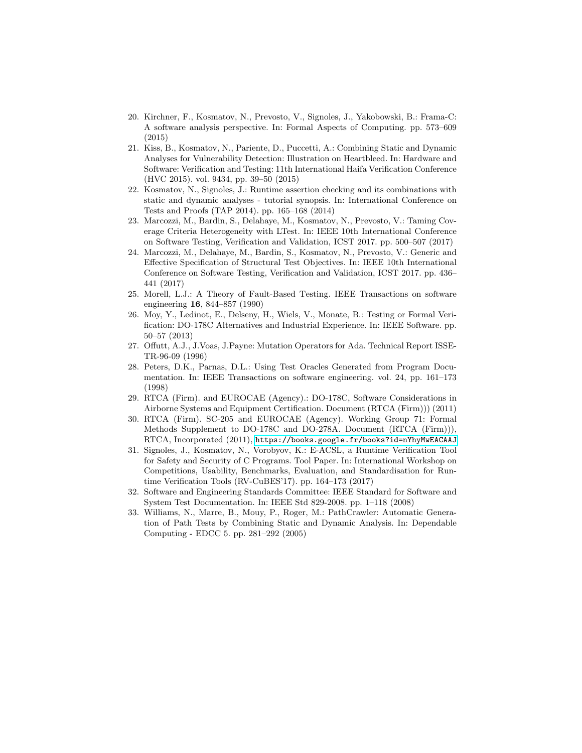20. Kirchner, F., Kosmatov, N., Prevosto, V., Signoles, J., Yakobowski, B.: Frama-C: A software analysis perspective. In: Formal Aspects of Computing. pp. 573–609 (2015)
21. Kiss, B., Kosmatov, N., Pariente, D., Puccetti, A.: Combining Static and Dynamic Analyses for Vulnerability Detection: Illustration on Heartbleed. In: Hardware and Software: Verification and Testing: 11th International Haifa Verification Conference (HVC 2015). vol. 9434, pp. 39–50 (2015)
22. Kosmatov, N., Signoles, J.: Runtime assertion checking and its combinations with static and dynamic analyses - tutorial synopsis. In: International Conference on Tests and Proofs (TAP 2014). pp. 165–168 (2014)
23. Marcozzi, M., Bardin, S., Delahaye, M., Kosmatov, N., Prevosto, V.: Taming Coverage Criteria Heterogeneity with LTest. In: IEEE 10th International Conference on Software Testing, Verification and Validation, ICST 2017. pp. 500–507 (2017)
24. Marcozzi, M., Delahaye, M., Bardin, S., Kosmatov, N., Prevosto, V.: Generic and Effective Specification of Structural Test Objectives. In: IEEE 10th International Conference on Software Testing, Verification and Validation, ICST 2017. pp. 436–441 (2017)
25. Morell, L.J.: A Theory of Fault-Based Testing. IEEE Transactions on software engineering **16**, 844–857 (1990)
26. Moy, Y., Ledinot, E., Delseny, H., Wiels, V., Monate, B.: Testing or Formal Verification: DO-178C Alternatives and Industrial Experience. In: IEEE Software. pp. 50–57 (2013)
27. Offutt, A.J., J.Voas, J.Payne: Mutation Operators for Ada. Technical Report ISSE-TR-96-09 (1996)
28. Peters, D.K., Parnas, D.L.: Using Test Oracles Generated from Program Documentation. In: IEEE Transactions on software engineering. vol. 24, pp. 161–173 (1998)
29. RTCA (Firm). and EUROCAE (Agency).: DO-178C, Software Considerations in Airborne Systems and Equipment Certification. Document (RTCA (Firm))) (2011)
30. RTCA (Firm). SC-205 and EUROCAE (Agency). Working Group 71: Formal Methods Supplement to DO-178C and DO-278A. Document (RTCA (Firm))), RTCA, Incorporated (2011), https://books.google.fr/books?id=nYhyMwEACAAJ
31. Signoles, J., Kosmatov, N., Vorobyov, K.: E-ACSL, a Runtime Verification Tool for Safety and Security of C Programs. Tool Paper. In: International Workshop on Competitions, Usability, Benchmarks, Evaluation, and Standardisation for Runtime Verification Tools (RV-CuBES'17). pp. 164–173 (2017)
32. Software and Engineering Standards Committee: IEEE Standard for Software and System Test Documentation. In: IEEE Std 829-2008. pp. 1–118 (2008)
33. Williams, N., Marre, B., Mouy, P., Roger, M.: PathCrawler: Automatic Generation of Path Tests by Combining Static and Dynamic Analysis. In: Dependable Computing - EDCC 5. pp. 281–292 (2005)